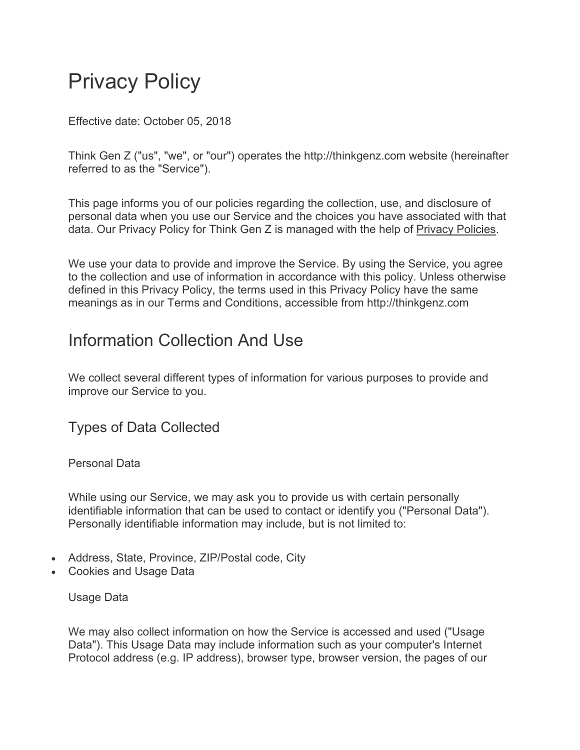# Privacy Policy

Effective date: October 05, 2018

Think Gen Z ("us", "we", or "our") operates the http://thinkgenz.com website (hereinafter referred to as the "Service").

This page informs you of our policies regarding the collection, use, and disclosure of personal data when you use our Service and the choices you have associated with that data. Our Privacy Policy for Think Gen Z is managed with the help of Privacy Policies.

We use your data to provide and improve the Service. By using the Service, you agree to the collection and use of information in accordance with this policy. Unless otherwise defined in this Privacy Policy, the terms used in this Privacy Policy have the same meanings as in our Terms and Conditions, accessible from http://thinkgenz.com

## Information Collection And Use

We collect several different types of information for various purposes to provide and improve our Service to you.

### Types of Data Collected

Personal Data

While using our Service, we may ask you to provide us with certain personally identifiable information that can be used to contact or identify you ("Personal Data"). Personally identifiable information may include, but is not limited to:

- Address, State, Province, ZIP/Postal code, City
- Cookies and Usage Data

Usage Data

We may also collect information on how the Service is accessed and used ("Usage Data"). This Usage Data may include information such as your computer's Internet Protocol address (e.g. IP address), browser type, browser version, the pages of our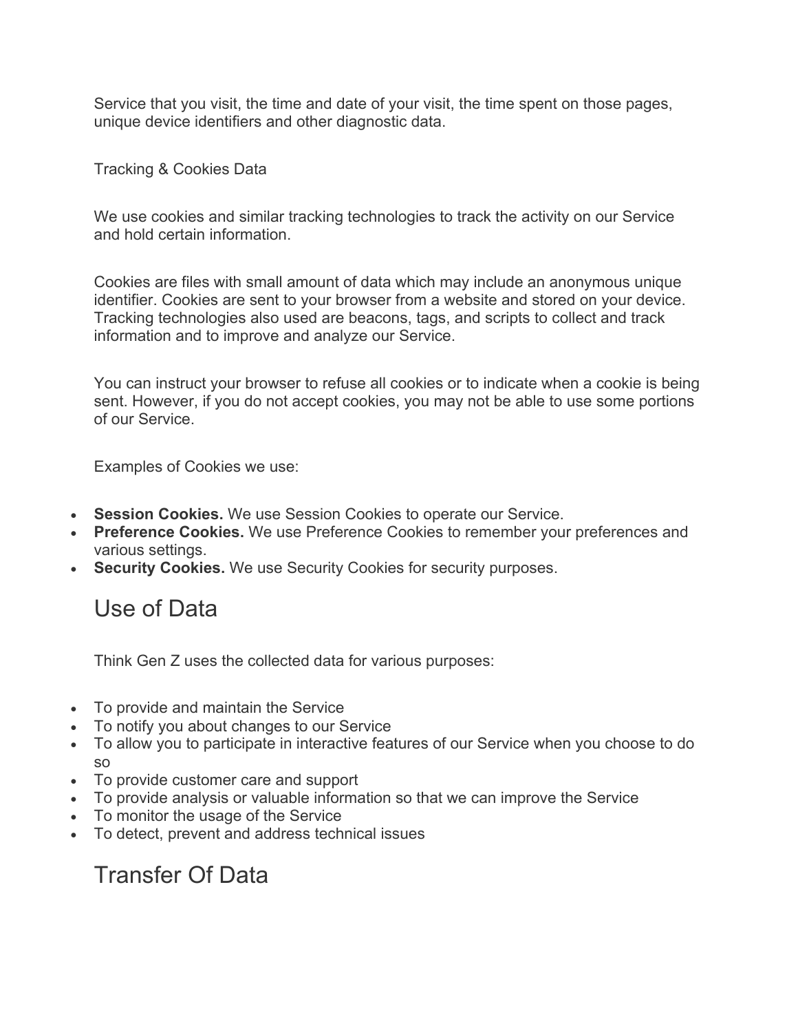Service that you visit, the time and date of your visit, the time spent on those pages, unique device identifiers and other diagnostic data.

Tracking & Cookies Data

We use cookies and similar tracking technologies to track the activity on our Service and hold certain information.

Cookies are files with small amount of data which may include an anonymous unique identifier. Cookies are sent to your browser from a website and stored on your device. Tracking technologies also used are beacons, tags, and scripts to collect and track information and to improve and analyze our Service.

You can instruct your browser to refuse all cookies or to indicate when a cookie is being sent. However, if you do not accept cookies, you may not be able to use some portions of our Service.

Examples of Cookies we use:

- **Session Cookies.** We use Session Cookies to operate our Service.
- **Preference Cookies.** We use Preference Cookies to remember your preferences and various settings.
- **Security Cookies.** We use Security Cookies for security purposes.

## Use of Data

Think Gen Z uses the collected data for various purposes:

- To provide and maintain the Service
- To notify you about changes to our Service
- To allow you to participate in interactive features of our Service when you choose to do so
- To provide customer care and support
- To provide analysis or valuable information so that we can improve the Service
- To monitor the usage of the Service
- To detect, prevent and address technical issues

## Transfer Of Data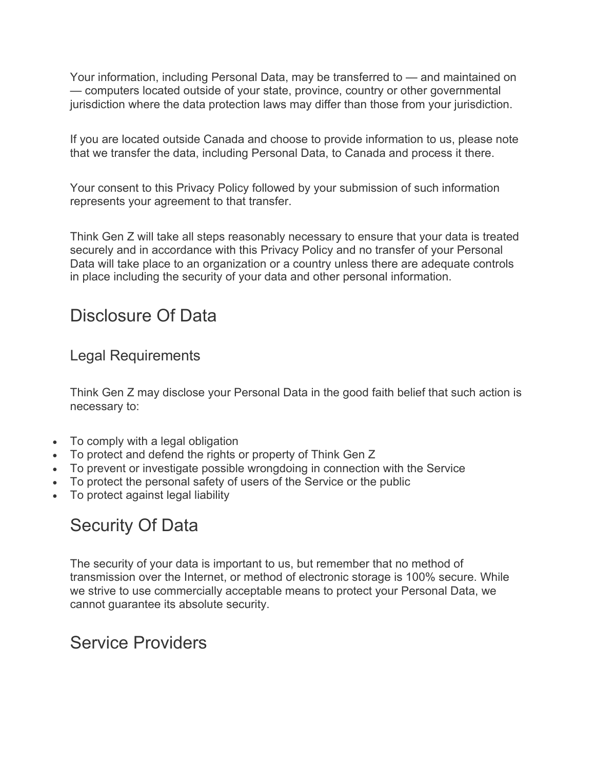Your information, including Personal Data, may be transferred to — and maintained on — computers located outside of your state, province, country or other governmental jurisdiction where the data protection laws may differ than those from your jurisdiction.

If you are located outside Canada and choose to provide information to us, please note that we transfer the data, including Personal Data, to Canada and process it there.

Your consent to this Privacy Policy followed by your submission of such information represents your agreement to that transfer.

Think Gen Z will take all steps reasonably necessary to ensure that your data is treated securely and in accordance with this Privacy Policy and no transfer of your Personal Data will take place to an organization or a country unless there are adequate controls in place including the security of your data and other personal information.

## Disclosure Of Data

### Legal Requirements

Think Gen Z may disclose your Personal Data in the good faith belief that such action is necessary to:

- To comply with a legal obligation
- To protect and defend the rights or property of Think Gen Z
- To prevent or investigate possible wrongdoing in connection with the Service
- To protect the personal safety of users of the Service or the public
- To protect against legal liability

## Security Of Data

The security of your data is important to us, but remember that no method of transmission over the Internet, or method of electronic storage is 100% secure. While we strive to use commercially acceptable means to protect your Personal Data, we cannot guarantee its absolute security.

## Service Providers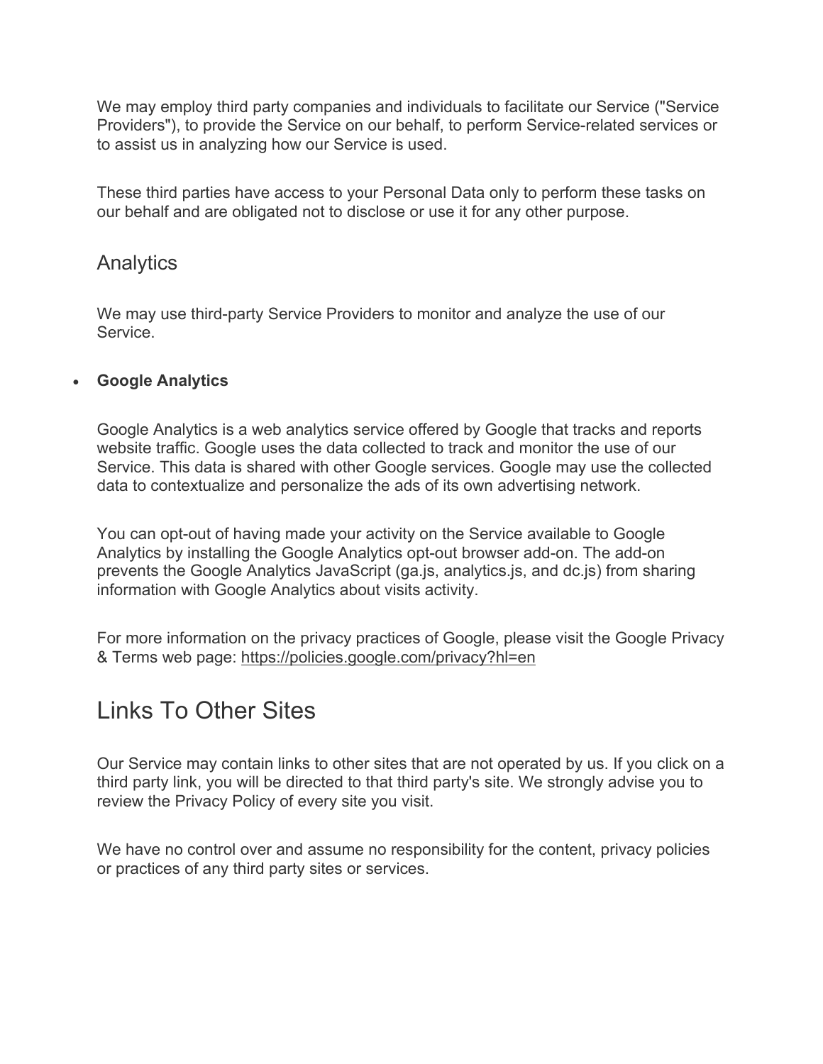We may employ third party companies and individuals to facilitate our Service ("Service Providers"), to provide the Service on our behalf, to perform Service-related services or to assist us in analyzing how our Service is used.

These third parties have access to your Personal Data only to perform these tasks on our behalf and are obligated not to disclose or use it for any other purpose.

### Analytics

We may use third-party Service Providers to monitor and analyze the use of our Service.

- **Google Analytics**

  Google Analytics is a web analytics service offered by Google that tracks and reports website traffic. Google uses the data collected to track and monitor the use of our Service. This data is shared with other Google services. Google may use the collected data to contextualize and personalize the ads of its own advertising network.

  You can opt-out of having made your activity on the Service available to Google Analytics by installing the Google Analytics opt-out browser add-on. The add-on prevents the Google Analytics JavaScript (ga.js, analytics.js, and dc.js) from sharing information with Google Analytics about visits activity.

  For more information on the privacy practices of Google, please visit the Google Privacy & Terms web page: https://policies.google.com/privacy?hl=en

## Links To Other Sites

Our Service may contain links to other sites that are not operated by us. If you click on a third party link, you will be directed to that third party's site. We strongly advise you to review the Privacy Policy of every site you visit.

We have no control over and assume no responsibility for the content, privacy policies or practices of any third party sites or services.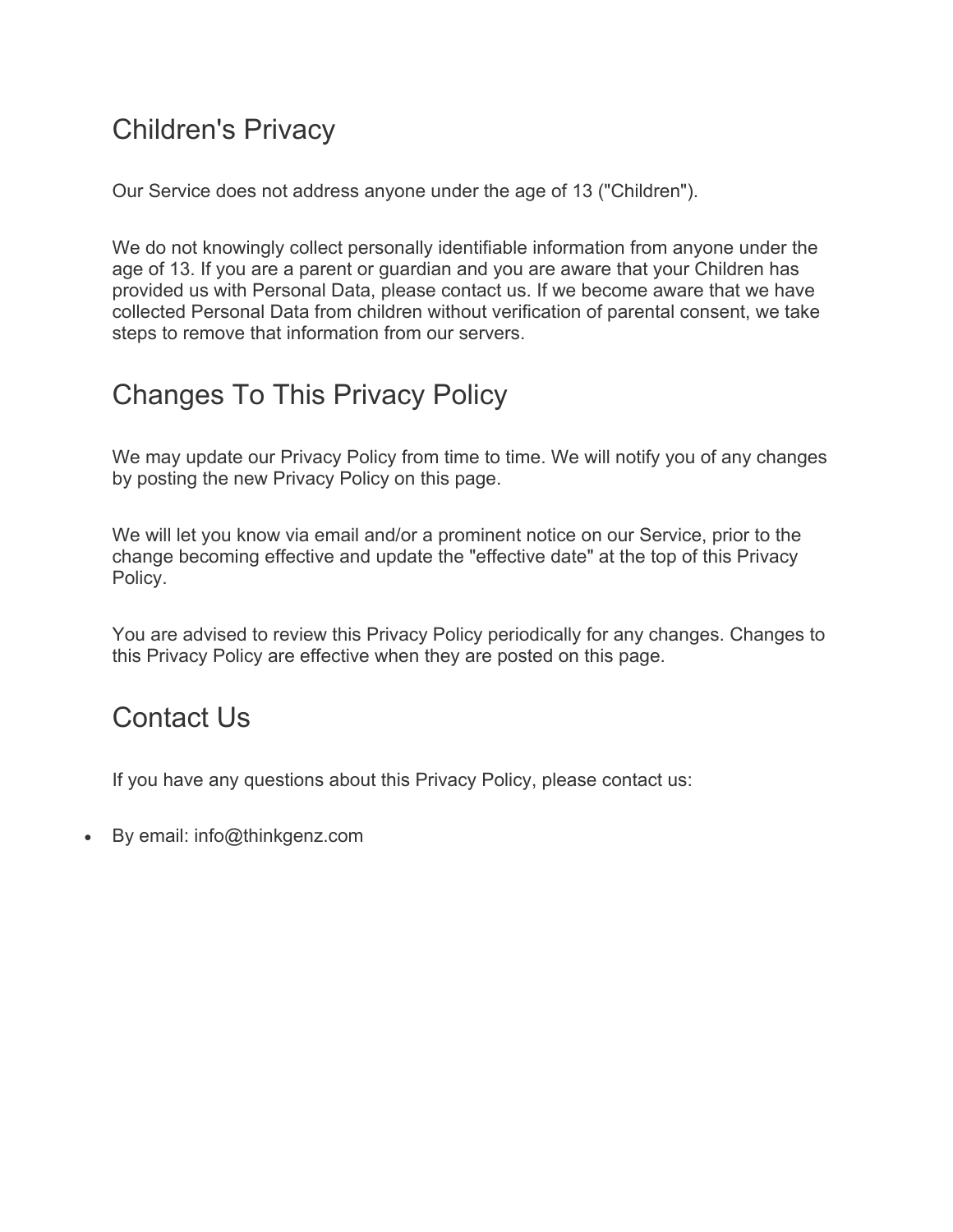## Children's Privacy

Our Service does not address anyone under the age of 13 ("Children").

We do not knowingly collect personally identifiable information from anyone under the age of 13. If you are a parent or guardian and you are aware that your Children has provided us with Personal Data, please contact us. If we become aware that we have collected Personal Data from children without verification of parental consent, we take steps to remove that information from our servers.

## Changes To This Privacy Policy

We may update our Privacy Policy from time to time. We will notify you of any changes by posting the new Privacy Policy on this page.

We will let you know via email and/or a prominent notice on our Service, prior to the change becoming effective and update the "effective date" at the top of this Privacy Policy.

You are advised to review this Privacy Policy periodically for any changes. Changes to this Privacy Policy are effective when they are posted on this page.

## Contact Us

If you have any questions about this Privacy Policy, please contact us:

- By email: info@thinkgenz.com